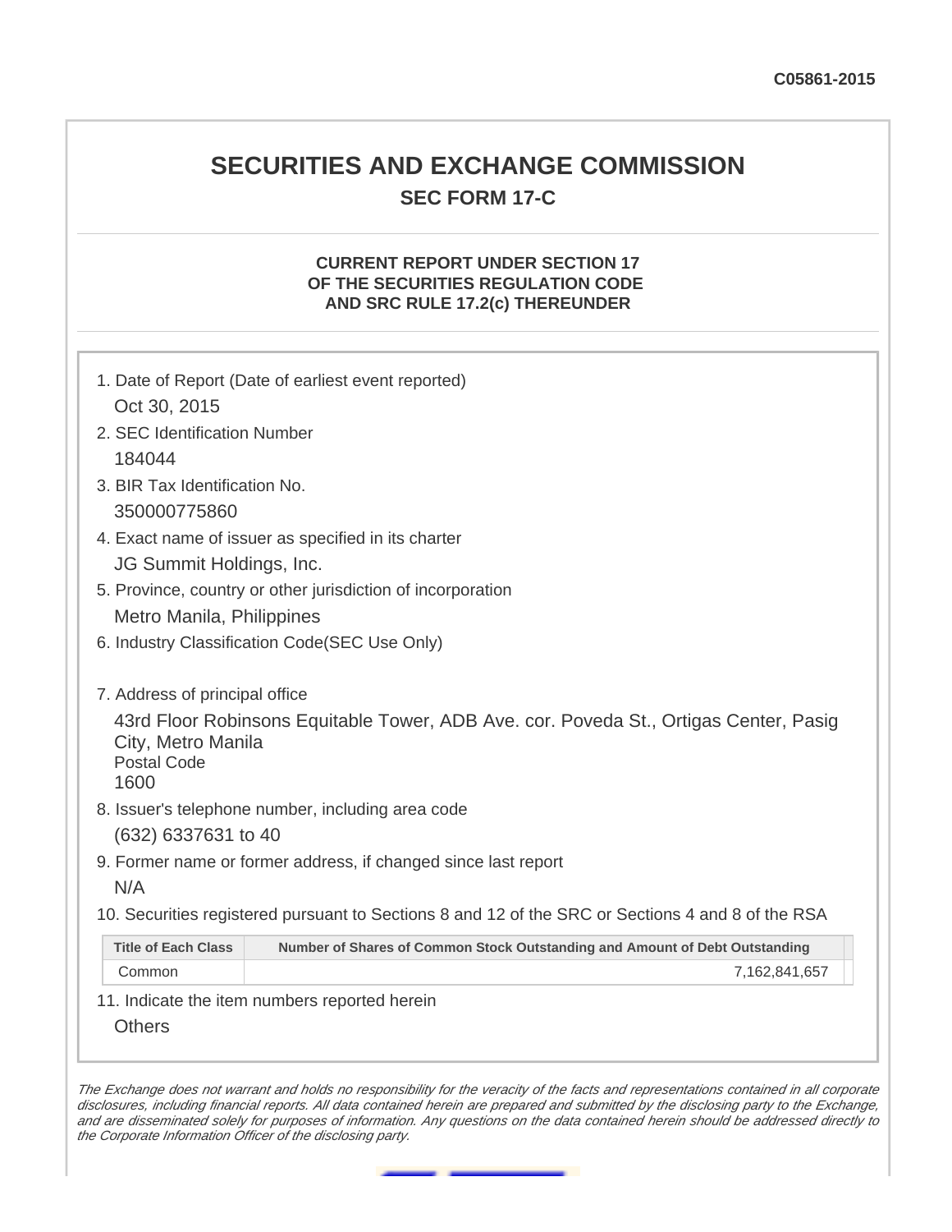C05861-2015

# SECURITIES AND EXCHANGE COMMISSION

## SEC FORM 17-C

### CURRENT REPORT UNDER SECTION 17 OF THE SECURITIES REGULATION CODE AND SRC RULE 17.2(c) THEREUNDER

1. Date of Report (Date of earliest event reported)

   Oct 30, 2015

2. SEC Identification Number

   184044

3. BIR Tax Identification No.

   350000775860

4. Exact name of issuer as specified in its charter

   JG Summit Holdings, Inc.

5. Province, country or other jurisdiction of incorporation

   Metro Manila, Philippines

6. Industry Classification Code(SEC Use Only)

7. Address of principal office

   43rd Floor Robinsons Equitable Tower, ADB Ave. cor. Poveda St., Ortigas Center, Pasig City, Metro Manila
   Postal Code
   1600

8. Issuer's telephone number, including area code

   (632) 6337631 to 40

9. Former name or former address, if changed since last report

   N/A

10. Securities registered pursuant to Sections 8 and 12 of the SRC or Sections 4 and 8 of the RSA

| Title of Each Class | Number of Shares of Common Stock Outstanding and Amount of Debt Outstanding |
|---|---|
| Common | 7,162,841,657 |

11. Indicate the item numbers reported herein

   Others

*The Exchange does not warrant and holds no responsibility for the veracity of the facts and representations contained in all corporate disclosures, including financial reports. All data contained herein are prepared and submitted by the disclosing party to the Exchange, and are disseminated solely for purposes of information. Any questions on the data contained herein should be addressed directly to the Corporate Information Officer of the disclosing party.*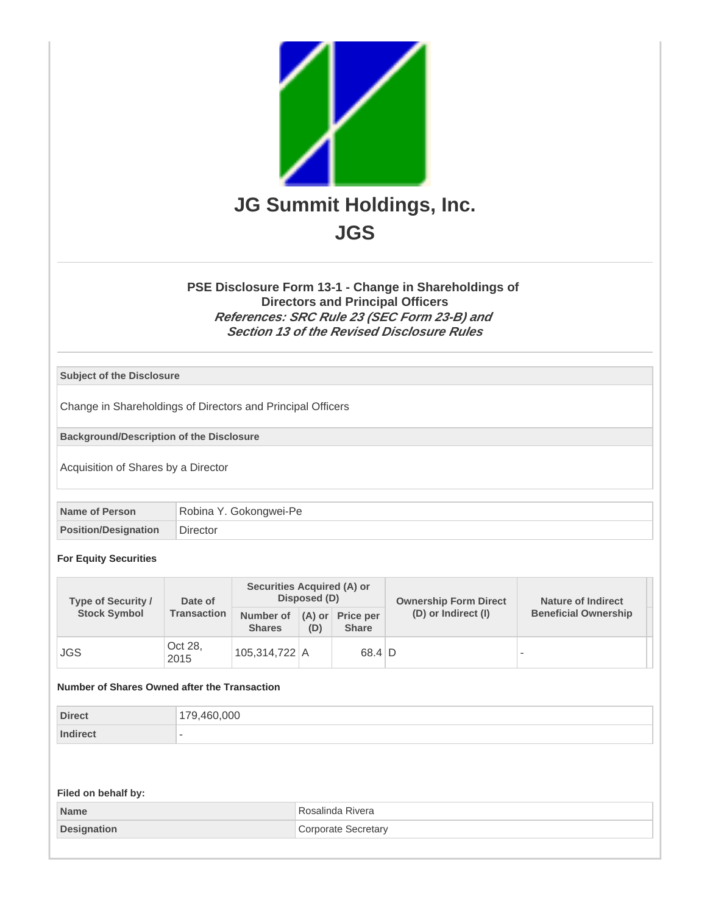# JG Summit Holdings, Inc.

# JGS

### PSE Disclosure Form 13-1 - Change in Shareholdings of Directors and Principal Officers

***References: SRC Rule 23 (SEC Form 23-B) and Section 13 of the Revised Disclosure Rules***

| Subject of the Disclosure |
| --- |
| Change in Shareholdings of Directors and Principal Officers |

| Background/Description of the Disclosure |
| --- |
| Acquisition of Shares by a Director |

| | |
| --- | --- |
| **Name of Person** | Robina Y. Gokongwei-Pe |
| **Position/Designation** | Director |

**For Equity Securities**

| Type of Security / Stock Symbol | Date of Transaction | Securities Acquired (A) or Disposed (D) | | | Ownership Form Direct (D) or Indirect (I) | Nature of Indirect Beneficial Ownership |
| --- | --- | --- | --- | --- | --- | --- |
| | | Number of Shares | (A) or (D) | Price per Share | | |
| JGS | Oct 28, 2015 | 105,314,722 | A | 68.4 | D | - |

**Number of Shares Owned after the Transaction**

| | |
| --- | --- |
| **Direct** | 179,460,000 |
| **Indirect** | - |

**Filed on behalf by:**

| | |
| --- | --- |
| **Name** | Rosalinda Rivera |
| **Designation** | Corporate Secretary |